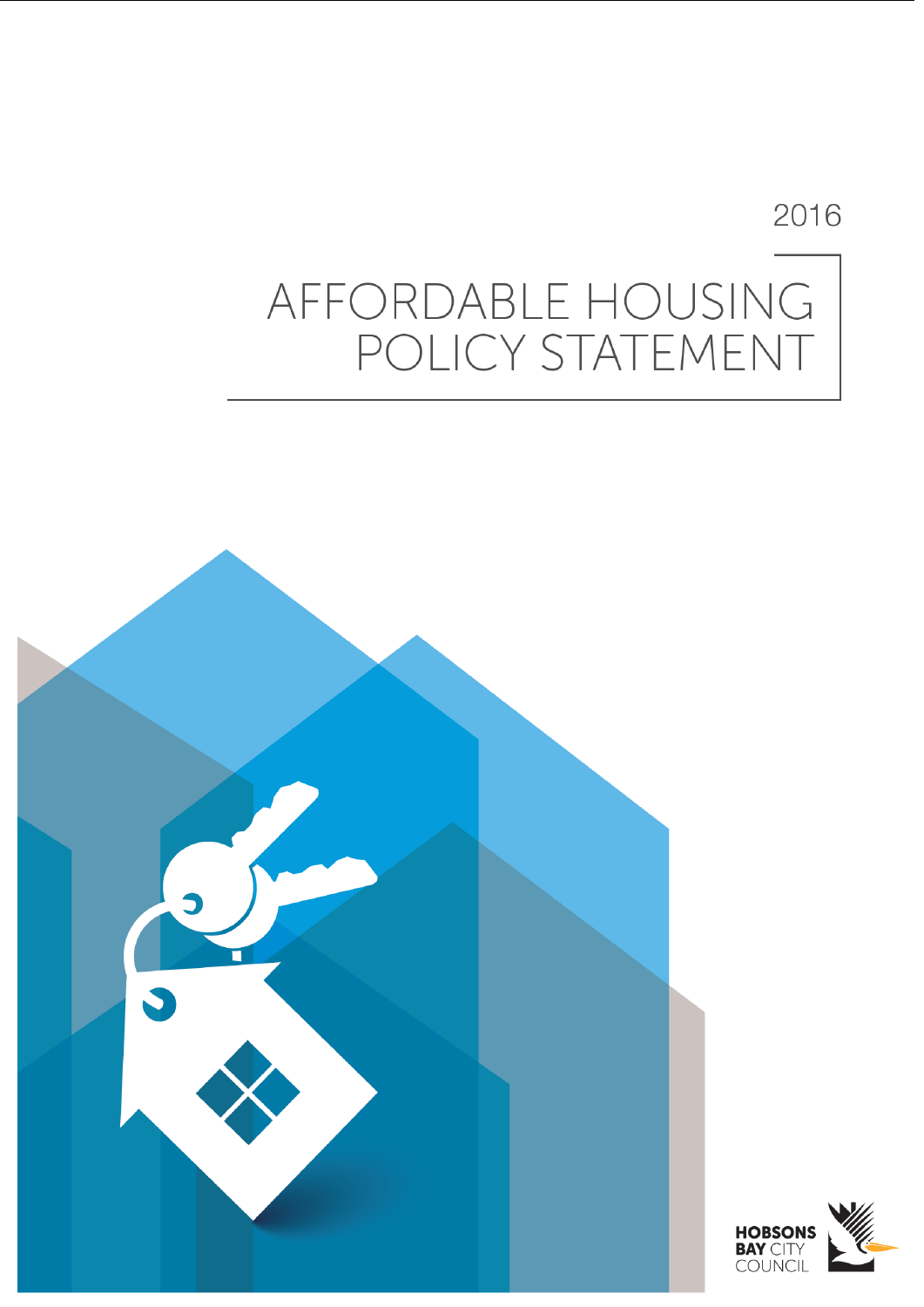2016

# AFFORDABLE HOUSING POLICY STATEMENT

HOBSONS BAY CITY COUNCIL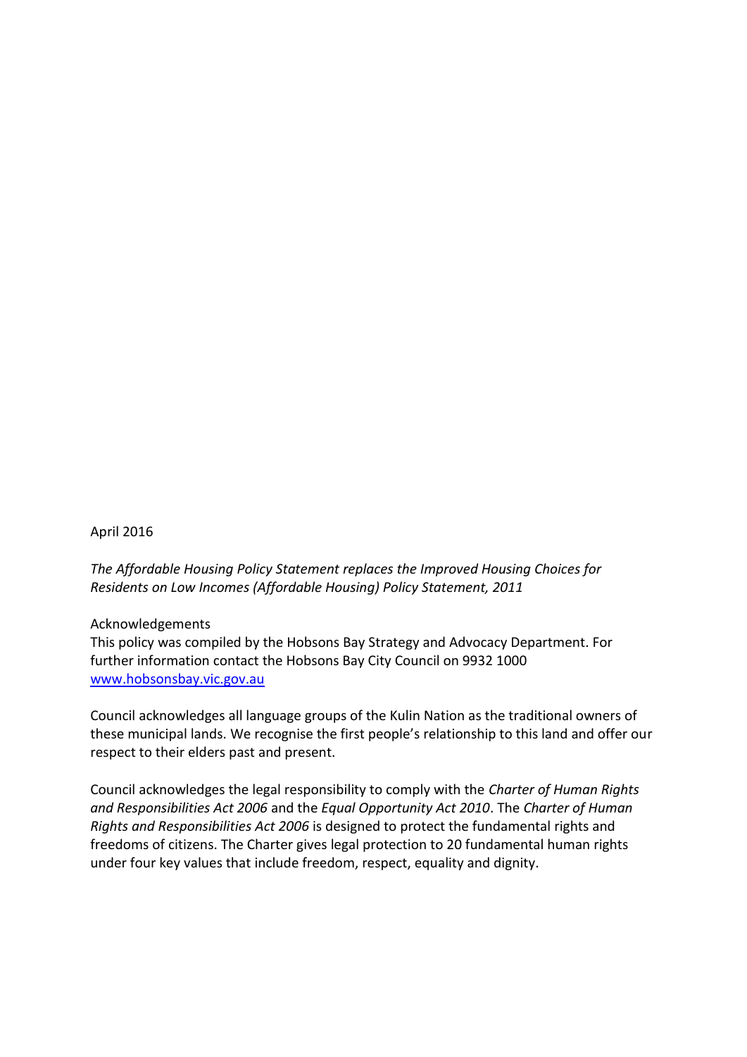April 2016

*The Affordable Housing Policy Statement replaces the Improved Housing Choices for Residents on Low Incomes (Affordable Housing) Policy Statement, 2011*

Acknowledgements

This policy was compiled by the Hobsons Bay Strategy and Advocacy Department. For further information contact the Hobsons Bay City Council on 9932 1000 [www.hobsonsbay.vic.gov.au](www.hobsonsbay.vic.gov.au)

Council acknowledges all language groups of the Kulin Nation as the traditional owners of these municipal lands. We recognise the first people's relationship to this land and offer our respect to their elders past and present.

Council acknowledges the legal responsibility to comply with the *Charter of Human Rights and Responsibilities Act 2006* and the *Equal Opportunity Act 2010*. The *Charter of Human Rights and Responsibilities Act 2006* is designed to protect the fundamental rights and freedoms of citizens. The Charter gives legal protection to 20 fundamental human rights under four key values that include freedom, respect, equality and dignity.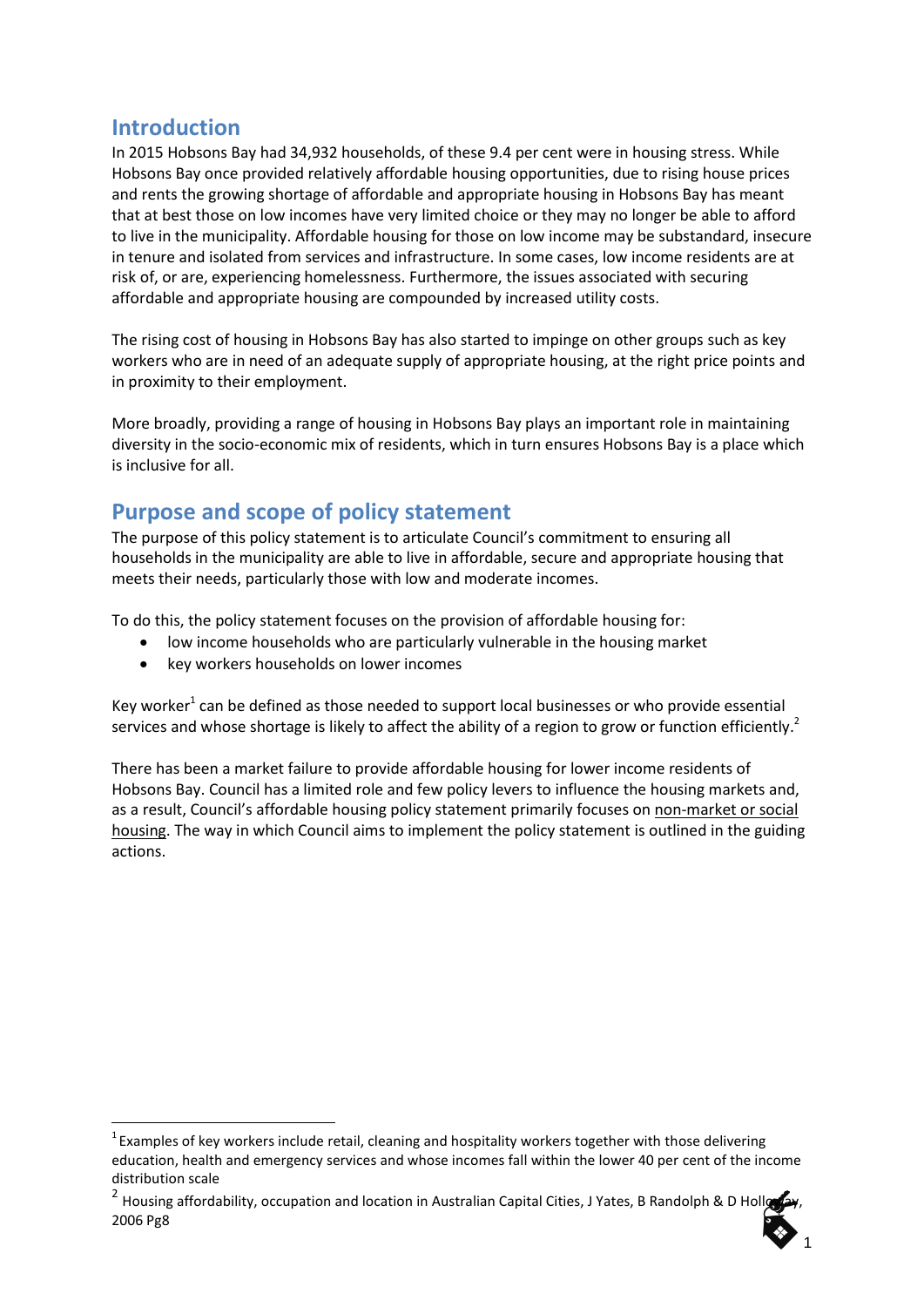## Introduction

In 2015 Hobsons Bay had 34,932 households, of these 9.4 per cent were in housing stress. While Hobsons Bay once provided relatively affordable housing opportunities, due to rising house prices and rents the growing shortage of affordable and appropriate housing in Hobsons Bay has meant that at best those on low incomes have very limited choice or they may no longer be able to afford to live in the municipality. Affordable housing for those on low income may be substandard, insecure in tenure and isolated from services and infrastructure. In some cases, low income residents are at risk of, or are, experiencing homelessness. Furthermore, the issues associated with securing affordable and appropriate housing are compounded by increased utility costs.

The rising cost of housing in Hobsons Bay has also started to impinge on other groups such as key workers who are in need of an adequate supply of appropriate housing, at the right price points and in proximity to their employment.

More broadly, providing a range of housing in Hobsons Bay plays an important role in maintaining diversity in the socio-economic mix of residents, which in turn ensures Hobsons Bay is a place which is inclusive for all.

## Purpose and scope of policy statement

The purpose of this policy statement is to articulate Council's commitment to ensuring all households in the municipality are able to live in affordable, secure and appropriate housing that meets their needs, particularly those with low and moderate incomes.

To do this, the policy statement focuses on the provision of affordable housing for:

- low income households who are particularly vulnerable in the housing market
- key workers households on lower incomes

Key worker[1] can be defined as those needed to support local businesses or who provide essential services and whose shortage is likely to affect the ability of a region to grow or function efficiently.[2]

There has been a market failure to provide affordable housing for lower income residents of Hobsons Bay. Council has a limited role and few policy levers to influence the housing markets and, as a result, Council's affordable housing policy statement primarily focuses on non-market or social housing. The way in which Council aims to implement the policy statement is outlined in the guiding actions.

---

[1] Examples of key workers include retail, cleaning and hospitality workers together with those delivering education, health and emergency services and whose incomes fall within the lower 40 per cent of the income distribution scale

[2] Housing affordability, occupation and location in Australian Capital Cities, J Yates, B Randolph & D Holloway, 2006 Pg8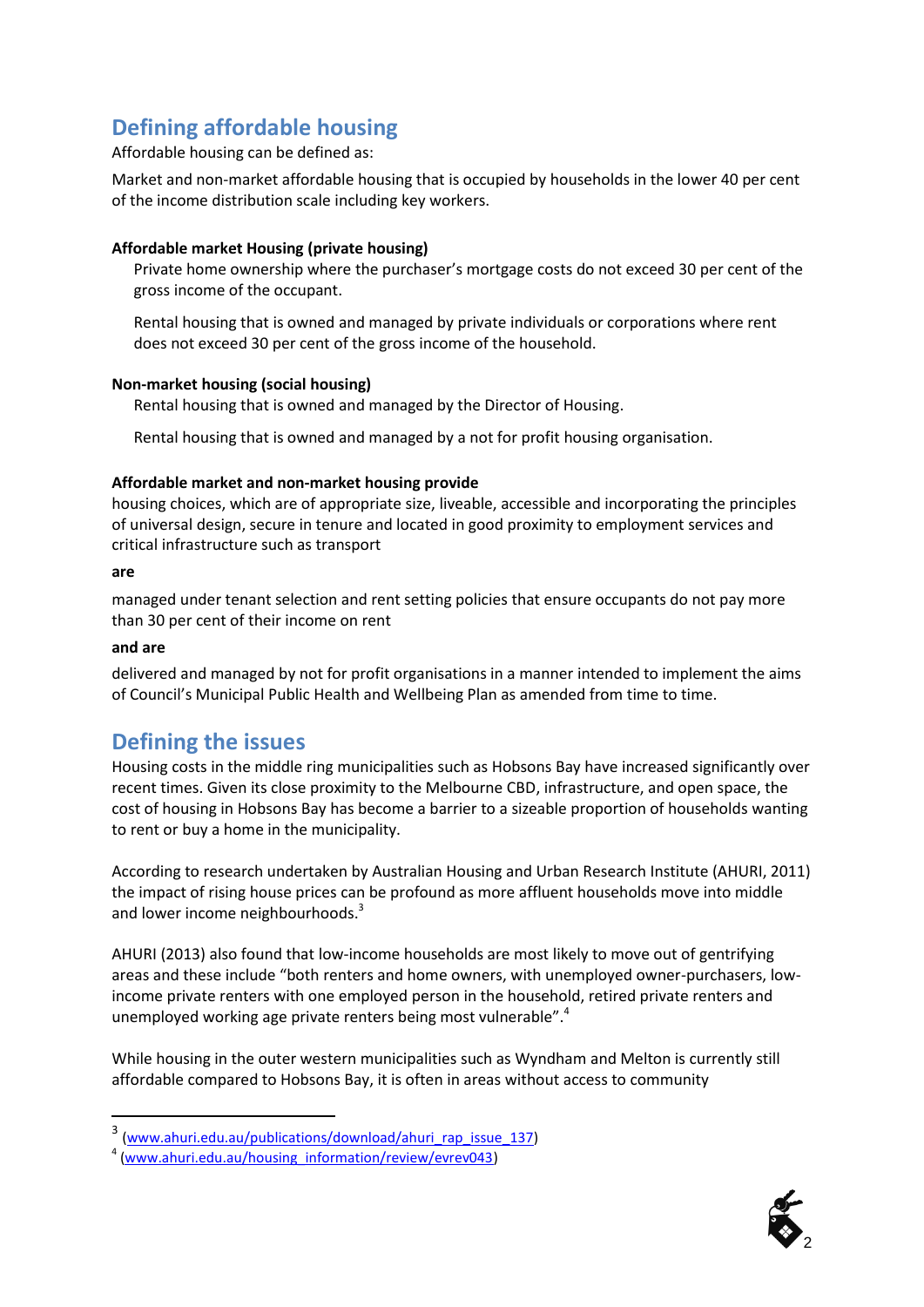## Defining affordable housing

Affordable housing can be defined as:

Market and non-market affordable housing that is occupied by households in the lower 40 per cent of the income distribution scale including key workers.

**Affordable market Housing (private housing)**

Private home ownership where the purchaser's mortgage costs do not exceed 30 per cent of the gross income of the occupant.

Rental housing that is owned and managed by private individuals or corporations where rent does not exceed 30 per cent of the gross income of the household.

**Non-market housing (social housing)**

Rental housing that is owned and managed by the Director of Housing.

Rental housing that is owned and managed by a not for profit housing organisation.

**Affordable market and non-market housing provide**

housing choices, which are of appropriate size, liveable, accessible and incorporating the principles of universal design, secure in tenure and located in good proximity to employment services and critical infrastructure such as transport

**are**

managed under tenant selection and rent setting policies that ensure occupants do not pay more than 30 per cent of their income on rent

**and are**

delivered and managed by not for profit organisations in a manner intended to implement the aims of Council's Municipal Public Health and Wellbeing Plan as amended from time to time.

## Defining the issues

Housing costs in the middle ring municipalities such as Hobsons Bay have increased significantly over recent times. Given its close proximity to the Melbourne CBD, infrastructure, and open space, the cost of housing in Hobsons Bay has become a barrier to a sizeable proportion of households wanting to rent or buy a home in the municipality.

According to research undertaken by Australian Housing and Urban Research Institute (AHURI, 2011) the impact of rising house prices can be profound as more affluent households move into middle and lower income neighbourhoods.[3]

AHURI (2013) also found that low-income households are most likely to move out of gentrifying areas and these include "both renters and home owners, with unemployed owner-purchasers, low-income private renters with one employed person in the household, retired private renters and unemployed working age private renters being most vulnerable".[4]

While housing in the outer western municipalities such as Wyndham and Melton is currently still affordable compared to Hobsons Bay, it is often in areas without access to community

---

[3] (www.ahuri.edu.au/publications/download/ahuri_rap_issue_137)

[4] (www.ahuri.edu.au/housing_information/review/evrev043)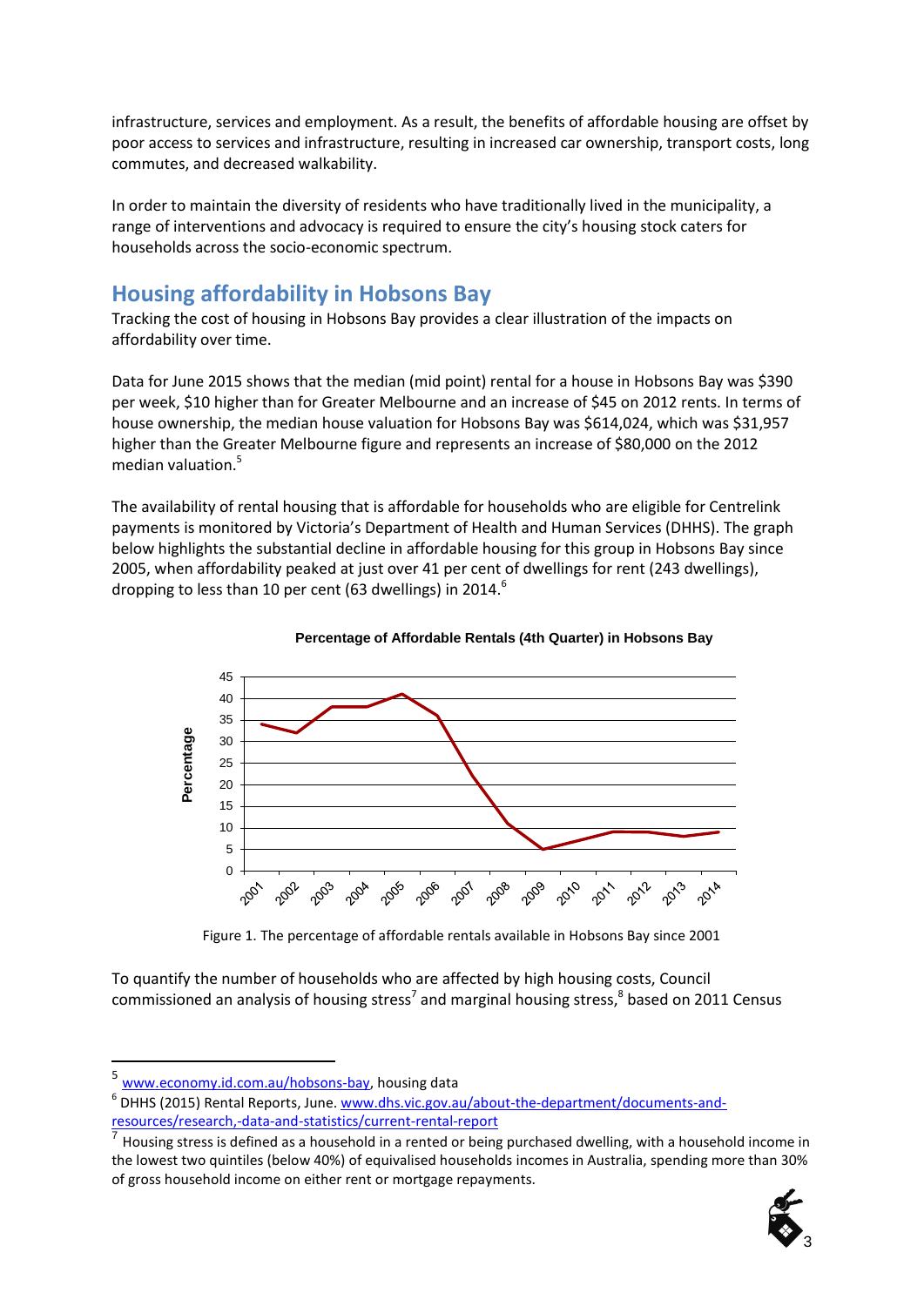infrastructure, services and employment. As a result, the benefits of affordable housing are offset by poor access to services and infrastructure, resulting in increased car ownership, transport costs, long commutes, and decreased walkability.

In order to maintain the diversity of residents who have traditionally lived in the municipality, a range of interventions and advocacy is required to ensure the city's housing stock caters for households across the socio-economic spectrum.

## Housing affordability in Hobsons Bay

Tracking the cost of housing in Hobsons Bay provides a clear illustration of the impacts on affordability over time.

Data for June 2015 shows that the median (mid point) rental for a house in Hobsons Bay was $390 per week, $10 higher than for Greater Melbourne and an increase of $45 on 2012 rents. In terms of house ownership, the median house valuation for Hobsons Bay was $614,024, which was $31,957 higher than the Greater Melbourne figure and represents an increase of $80,000 on the 2012 median valuation.[5]

The availability of rental housing that is affordable for households who are eligible for Centrelink payments is monitored by Victoria's Department of Health and Human Services (DHHS). The graph below highlights the substantial decline in affordable housing for this group in Hobsons Bay since 2005, when affordability peaked at just over 41 per cent of dwellings for rent (243 dwellings), dropping to less than 10 per cent (63 dwellings) in 2014.[6]

**Percentage of Affordable Rentals (4th Quarter) in Hobsons Bay**

Figure 1. The percentage of affordable rentals available in Hobsons Bay since 2001

To quantify the number of households who are affected by high housing costs, Council commissioned an analysis of housing stress[7] and marginal housing stress,[8] based on 2011 Census

---

[5] www.economy.id.com.au/hobsons-bay, housing data

[6] DHHS (2015) Rental Reports, June. www.dhs.vic.gov.au/about-the-department/documents-and-resources/research,-data-and-statistics/current-rental-report

[7] Housing stress is defined as a household in a rented or being purchased dwelling, with a household income in the lowest two quintiles (below 40%) of equivalised households incomes in Australia, spending more than 30% of gross household income on either rent or mortgage repayments.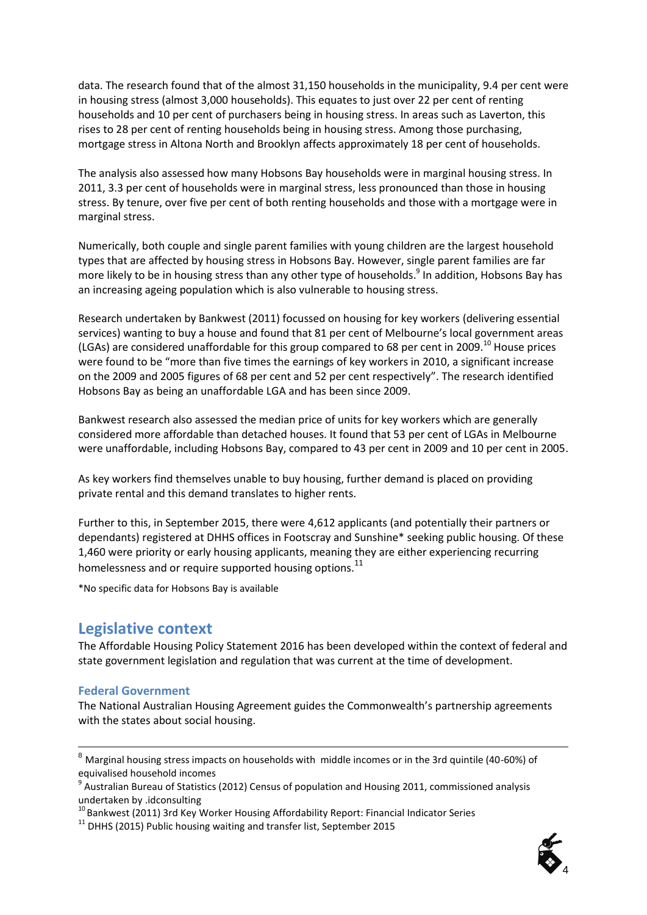data. The research found that of the almost 31,150 households in the municipality, 9.4 per cent were in housing stress (almost 3,000 households). This equates to just over 22 per cent of renting households and 10 per cent of purchasers being in housing stress. In areas such as Laverton, this rises to 28 per cent of renting households being in housing stress. Among those purchasing, mortgage stress in Altona North and Brooklyn affects approximately 18 per cent of households.

The analysis also assessed how many Hobsons Bay households were in marginal housing stress. In 2011, 3.3 per cent of households were in marginal stress, less pronounced than those in housing stress. By tenure, over five per cent of both renting households and those with a mortgage were in marginal stress.

Numerically, both couple and single parent families with young children are the largest household types that are affected by housing stress in Hobsons Bay. However, single parent families are far more likely to be in housing stress than any other type of households.[9] In addition, Hobsons Bay has an increasing ageing population which is also vulnerable to housing stress.

Research undertaken by Bankwest (2011) focussed on housing for key workers (delivering essential services) wanting to buy a house and found that 81 per cent of Melbourne's local government areas (LGAs) are considered unaffordable for this group compared to 68 per cent in 2009.[10] House prices were found to be "more than five times the earnings of key workers in 2010, a significant increase on the 2009 and 2005 figures of 68 per cent and 52 per cent respectively". The research identified Hobsons Bay as being an unaffordable LGA and has been since 2009.

Bankwest research also assessed the median price of units for key workers which are generally considered more affordable than detached houses. It found that 53 per cent of LGAs in Melbourne were unaffordable, including Hobsons Bay, compared to 43 per cent in 2009 and 10 per cent in 2005.

As key workers find themselves unable to buy housing, further demand is placed on providing private rental and this demand translates to higher rents.

Further to this, in September 2015, there were 4,612 applicants (and potentially their partners or dependants) registered at DHHS offices in Footscray and Sunshine* seeking public housing. Of these 1,460 were priority or early housing applicants, meaning they are either experiencing recurring homelessness and or require supported housing options.[11]

*No specific data for Hobsons Bay is available

## Legislative context

The Affordable Housing Policy Statement 2016 has been developed within the context of federal and state government legislation and regulation that was current at the time of development.

### Federal Government

The National Australian Housing Agreement guides the Commonwealth's partnership agreements with the states about social housing.

---

[8] Marginal housing stress impacts on households with middle incomes or in the 3rd quintile (40-60%) of equivalised household incomes

[9] Australian Bureau of Statistics (2012) Census of population and Housing 2011, commissioned analysis undertaken by .idconsulting

[10] Bankwest (2011) 3rd Key Worker Housing Affordability Report: Financial Indicator Series

[11] DHHS (2015) Public housing waiting and transfer list, September 2015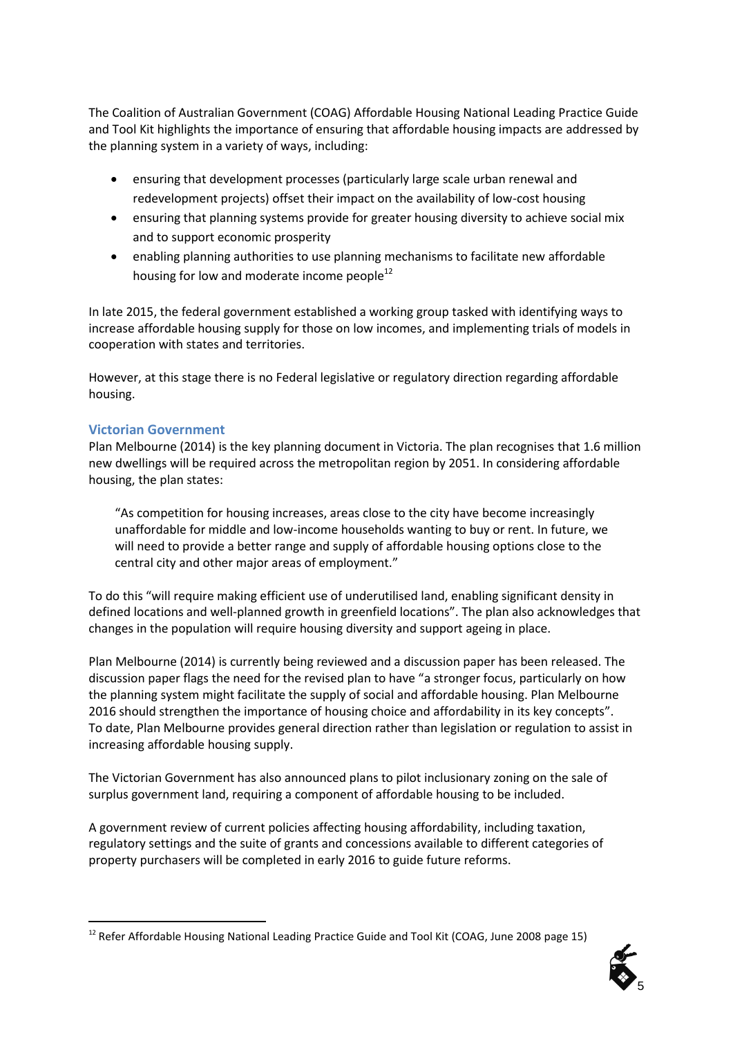The Coalition of Australian Government (COAG) Affordable Housing National Leading Practice Guide and Tool Kit highlights the importance of ensuring that affordable housing impacts are addressed by the planning system in a variety of ways, including:

- ensuring that development processes (particularly large scale urban renewal and redevelopment projects) offset their impact on the availability of low-cost housing
- ensuring that planning systems provide for greater housing diversity to achieve social mix and to support economic prosperity
- enabling planning authorities to use planning mechanisms to facilitate new affordable housing for low and moderate income people[12]

In late 2015, the federal government established a working group tasked with identifying ways to increase affordable housing supply for those on low incomes, and implementing trials of models in cooperation with states and territories.

However, at this stage there is no Federal legislative or regulatory direction regarding affordable housing.

### Victorian Government

Plan Melbourne (2014) is the key planning document in Victoria. The plan recognises that 1.6 million new dwellings will be required across the metropolitan region by 2051. In considering affordable housing, the plan states:

> "As competition for housing increases, areas close to the city have become increasingly unaffordable for middle and low-income households wanting to buy or rent. In future, we will need to provide a better range and supply of affordable housing options close to the central city and other major areas of employment."

To do this "will require making efficient use of underutilised land, enabling significant density in defined locations and well-planned growth in greenfield locations". The plan also acknowledges that changes in the population will require housing diversity and support ageing in place.

Plan Melbourne (2014) is currently being reviewed and a discussion paper has been released. The discussion paper flags the need for the revised plan to have "a stronger focus, particularly on how the planning system might facilitate the supply of social and affordable housing. Plan Melbourne 2016 should strengthen the importance of housing choice and affordability in its key concepts". To date, Plan Melbourne provides general direction rather than legislation or regulation to assist in increasing affordable housing supply.

The Victorian Government has also announced plans to pilot inclusionary zoning on the sale of surplus government land, requiring a component of affordable housing to be included.

A government review of current policies affecting housing affordability, including taxation, regulatory settings and the suite of grants and concessions available to different categories of property purchasers will be completed in early 2016 to guide future reforms.

[12] Refer Affordable Housing National Leading Practice Guide and Tool Kit (COAG, June 2008 page 15)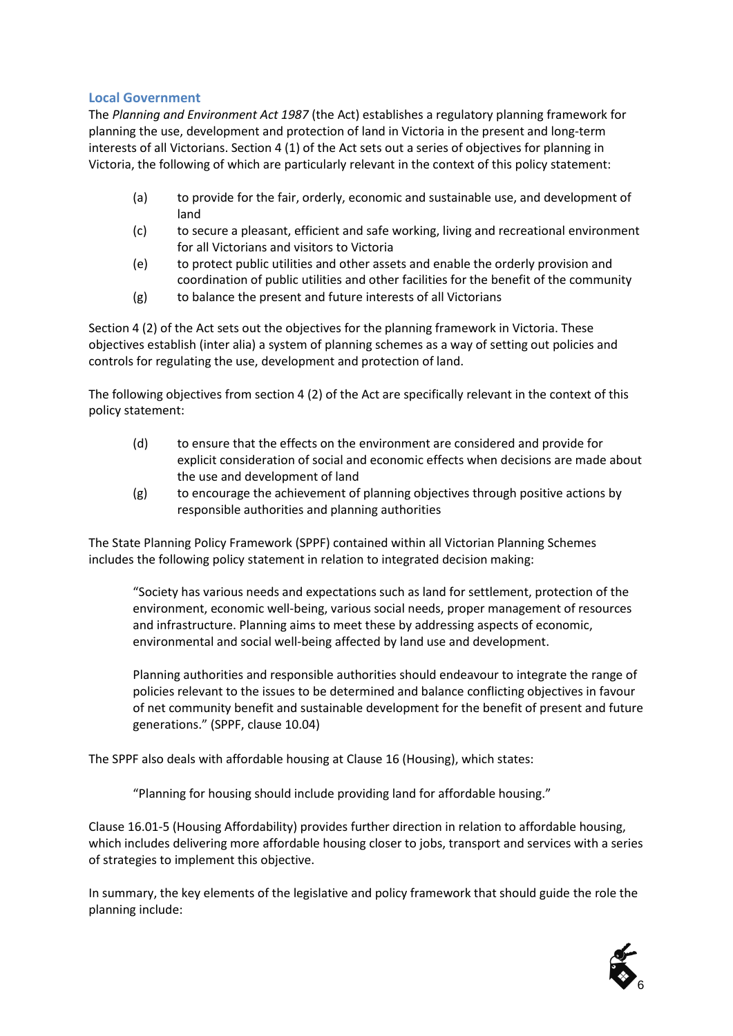### Local Government

The *Planning and Environment Act 1987* (the Act) establishes a regulatory planning framework for planning the use, development and protection of land in Victoria in the present and long-term interests of all Victorians. Section 4 (1) of the Act sets out a series of objectives for planning in Victoria, the following of which are particularly relevant in the context of this policy statement:

- (a) to provide for the fair, orderly, economic and sustainable use, and development of land
- (c) to secure a pleasant, efficient and safe working, living and recreational environment for all Victorians and visitors to Victoria
- (e) to protect public utilities and other assets and enable the orderly provision and coordination of public utilities and other facilities for the benefit of the community
- (g) to balance the present and future interests of all Victorians

Section 4 (2) of the Act sets out the objectives for the planning framework in Victoria. These objectives establish (inter alia) a system of planning schemes as a way of setting out policies and controls for regulating the use, development and protection of land.

The following objectives from section 4 (2) of the Act are specifically relevant in the context of this policy statement:

- (d) to ensure that the effects on the environment are considered and provide for explicit consideration of social and economic effects when decisions are made about the use and development of land
- (g) to encourage the achievement of planning objectives through positive actions by responsible authorities and planning authorities

The State Planning Policy Framework (SPPF) contained within all Victorian Planning Schemes includes the following policy statement in relation to integrated decision making:

> "Society has various needs and expectations such as land for settlement, protection of the environment, economic well-being, various social needs, proper management of resources and infrastructure. Planning aims to meet these by addressing aspects of economic, environmental and social well-being affected by land use and development.
>
> Planning authorities and responsible authorities should endeavour to integrate the range of policies relevant to the issues to be determined and balance conflicting objectives in favour of net community benefit and sustainable development for the benefit of present and future generations." (SPPF, clause 10.04)

The SPPF also deals with affordable housing at Clause 16 (Housing), which states:

> "Planning for housing should include providing land for affordable housing."

Clause 16.01-5 (Housing Affordability) provides further direction in relation to affordable housing, which includes delivering more affordable housing closer to jobs, transport and services with a series of strategies to implement this objective.

In summary, the key elements of the legislative and policy framework that should guide the role the planning include: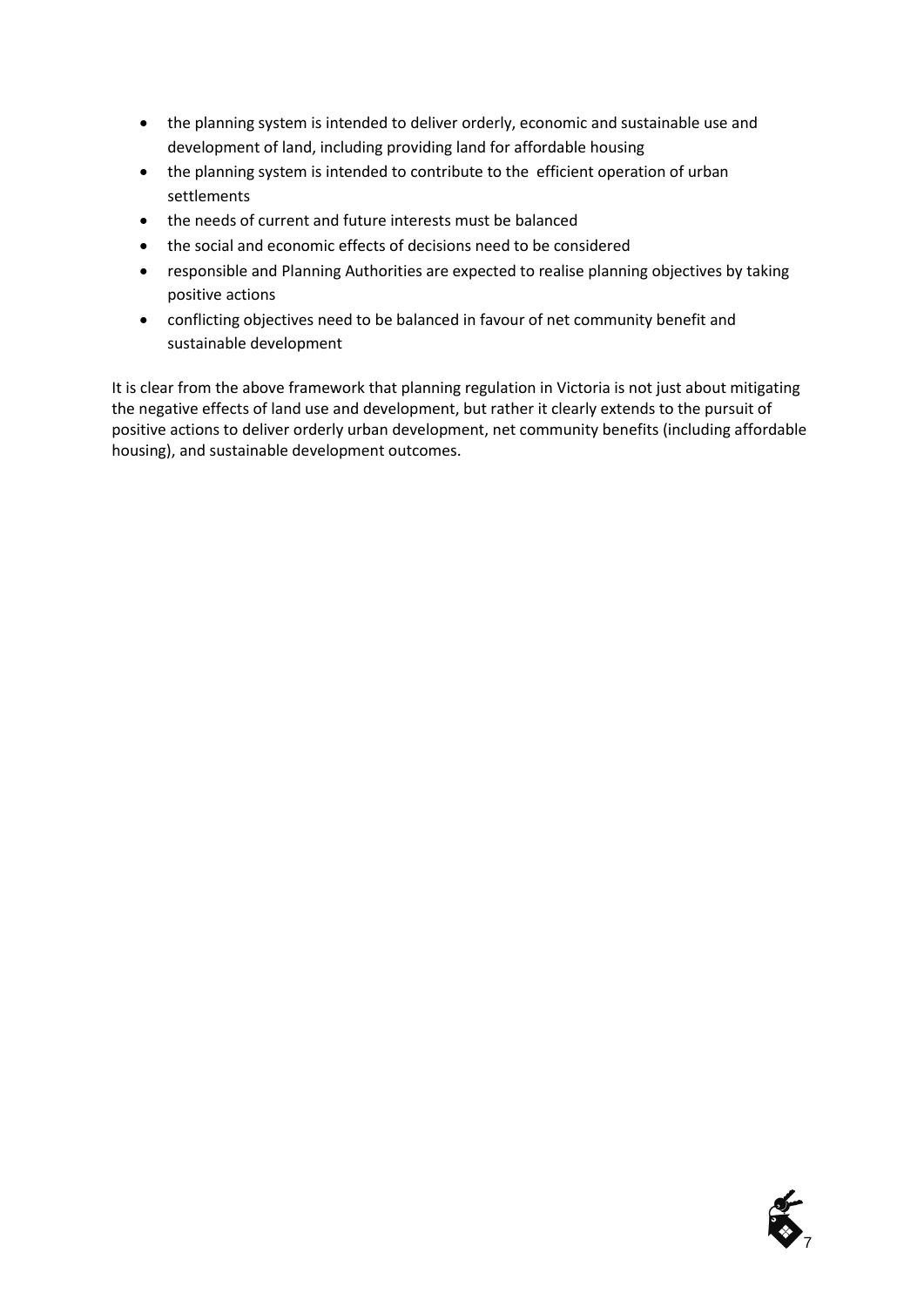- the planning system is intended to deliver orderly, economic and sustainable use and development of land, including providing land for affordable housing
- the planning system is intended to contribute to the efficient operation of urban settlements
- the needs of current and future interests must be balanced
- the social and economic effects of decisions need to be considered
- responsible and Planning Authorities are expected to realise planning objectives by taking positive actions
- conflicting objectives need to be balanced in favour of net community benefit and sustainable development

It is clear from the above framework that planning regulation in Victoria is not just about mitigating the negative effects of land use and development, but rather it clearly extends to the pursuit of positive actions to deliver orderly urban development, net community benefits (including affordable housing), and sustainable development outcomes.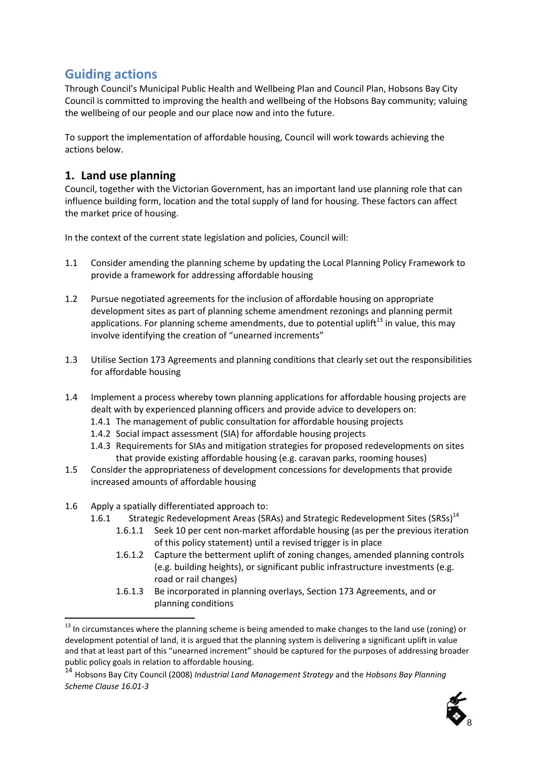## Guiding actions

Through Council's Municipal Public Health and Wellbeing Plan and Council Plan, Hobsons Bay City Council is committed to improving the health and wellbeing of the Hobsons Bay community; valuing the wellbeing of our people and our place now and into the future.

To support the implementation of affordable housing, Council will work towards achieving the actions below.

### 1. Land use planning

Council, together with the Victorian Government, has an important land use planning role that can influence building form, location and the total supply of land for housing. These factors can affect the market price of housing.

In the context of the current state legislation and policies, Council will:

1.1 Consider amending the planning scheme by updating the Local Planning Policy Framework to provide a framework for addressing affordable housing

1.2 Pursue negotiated agreements for the inclusion of affordable housing on appropriate development sites as part of planning scheme amendment rezonings and planning permit applications. For planning scheme amendments, due to potential uplift[13] in value, this may involve identifying the creation of "unearned increments"

1.3 Utilise Section 173 Agreements and planning conditions that clearly set out the responsibilities for affordable housing

1.4 Implement a process whereby town planning applications for affordable housing projects are dealt with by experienced planning officers and provide advice to developers on:
- 1.4.1 The management of public consultation for affordable housing projects
- 1.4.2 Social impact assessment (SIA) for affordable housing projects
- 1.4.3 Requirements for SIAs and mitigation strategies for proposed redevelopments on sites that provide existing affordable housing (e.g. caravan parks, rooming houses)

1.5 Consider the appropriateness of development concessions for developments that provide increased amounts of affordable housing

1.6 Apply a spatially differentiated approach to:
- 1.6.1 Strategic Redevelopment Areas (SRAs) and Strategic Redevelopment Sites (SRSs)[14]
  - 1.6.1.1 Seek 10 per cent non-market affordable housing (as per the previous iteration of this policy statement) until a revised trigger is in place
  - 1.6.1.2 Capture the betterment uplift of zoning changes, amended planning controls (e.g. building heights), or significant public infrastructure investments (e.g. road or rail changes)
  - 1.6.1.3 Be incorporated in planning overlays, Section 173 Agreements, and or planning conditions

---

[13] In circumstances where the planning scheme is being amended to make changes to the land use (zoning) or development potential of land, it is argued that the planning system is delivering a significant uplift in value and that at least part of this "unearned increment" should be captured for the purposes of addressing broader public policy goals in relation to affordable housing.

[14] Hobsons Bay City Council (2008) *Industrial Land Management Strategy* and the *Hobsons Bay Planning Scheme Clause 16.01-3*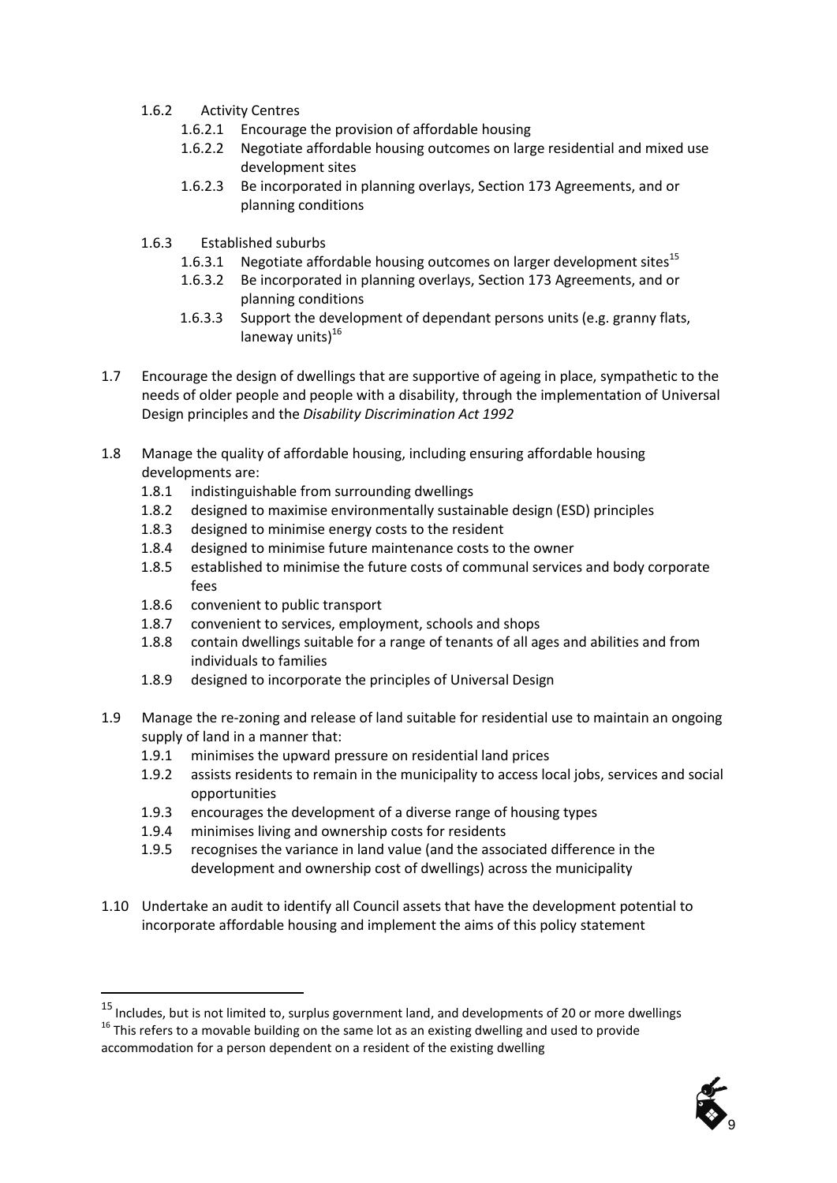- 1.6.2 Activity Centres
  - 1.6.2.1 Encourage the provision of affordable housing
  - 1.6.2.2 Negotiate affordable housing outcomes on large residential and mixed use development sites
  - 1.6.2.3 Be incorporated in planning overlays, Section 173 Agreements, and or planning conditions
- 1.6.3 Established suburbs
  - 1.6.3.1 Negotiate affordable housing outcomes on larger development sites[15]
  - 1.6.3.2 Be incorporated in planning overlays, Section 173 Agreements, and or planning conditions
  - 1.6.3.3 Support the development of dependant persons units (e.g. granny flats, laneway units)[16]

1.7 Encourage the design of dwellings that are supportive of ageing in place, sympathetic to the needs of older people and people with a disability, through the implementation of Universal Design principles and the *Disability Discrimination Act 1992*

1.8 Manage the quality of affordable housing, including ensuring affordable housing developments are:

- 1.8.1 indistinguishable from surrounding dwellings
- 1.8.2 designed to maximise environmentally sustainable design (ESD) principles
- 1.8.3 designed to minimise energy costs to the resident
- 1.8.4 designed to minimise future maintenance costs to the owner
- 1.8.5 established to minimise the future costs of communal services and body corporate fees
- 1.8.6 convenient to public transport
- 1.8.7 convenient to services, employment, schools and shops
- 1.8.8 contain dwellings suitable for a range of tenants of all ages and abilities and from individuals to families
- 1.8.9 designed to incorporate the principles of Universal Design

1.9 Manage the re-zoning and release of land suitable for residential use to maintain an ongoing supply of land in a manner that:

- 1.9.1 minimises the upward pressure on residential land prices
- 1.9.2 assists residents to remain in the municipality to access local jobs, services and social opportunities
- 1.9.3 encourages the development of a diverse range of housing types
- 1.9.4 minimises living and ownership costs for residents
- 1.9.5 recognises the variance in land value (and the associated difference in the development and ownership cost of dwellings) across the municipality

1.10 Undertake an audit to identify all Council assets that have the development potential to incorporate affordable housing and implement the aims of this policy statement

---

[15] Includes, but is not limited to, surplus government land, and developments of 20 or more dwellings

[16] This refers to a movable building on the same lot as an existing dwelling and used to provide accommodation for a person dependent on a resident of the existing dwelling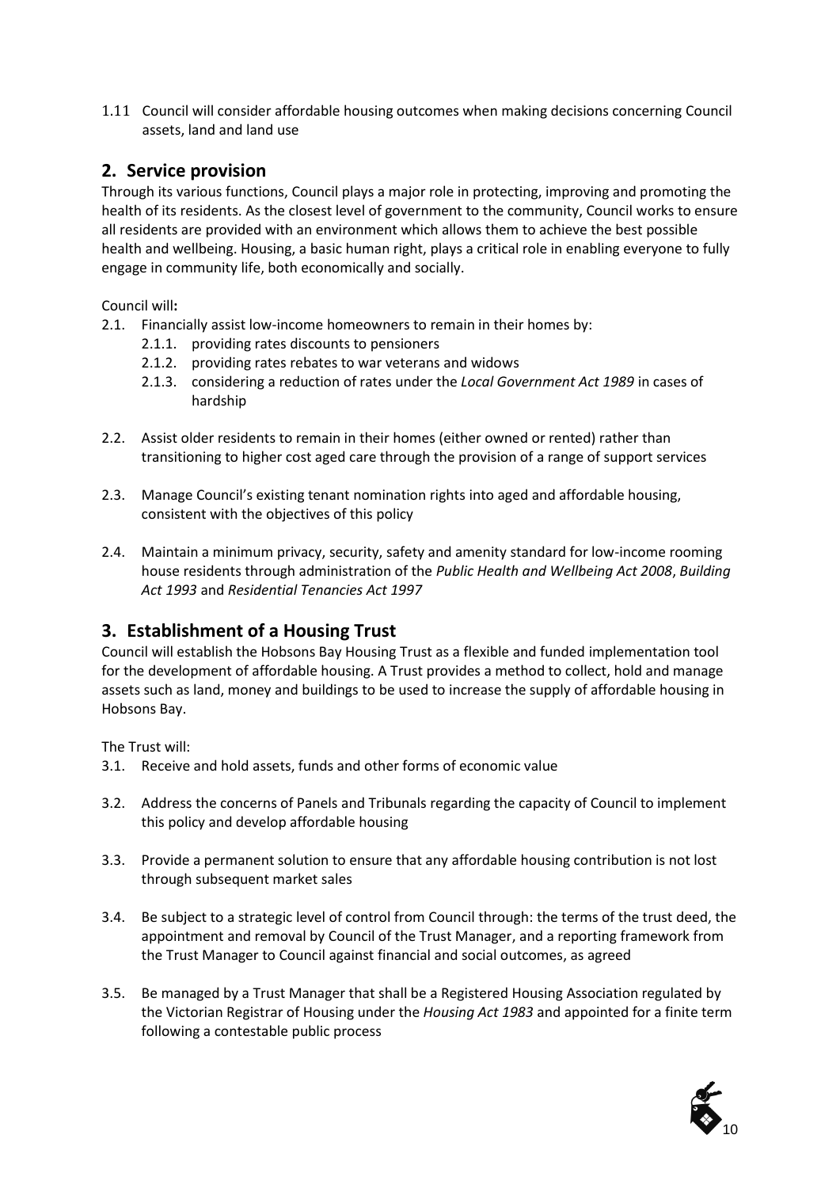1.11 Council will consider affordable housing outcomes when making decisions concerning Council assets, land and land use

## 2. Service provision

Through its various functions, Council plays a major role in protecting, improving and promoting the health of its residents. As the closest level of government to the community, Council works to ensure all residents are provided with an environment which allows them to achieve the best possible health and wellbeing. Housing, a basic human right, plays a critical role in enabling everyone to fully engage in community life, both economically and socially.

Council will**:**

- 2.1. Financially assist low-income homeowners to remain in their homes by:
  - 2.1.1. providing rates discounts to pensioners
  - 2.1.2. providing rates rebates to war veterans and widows
  - 2.1.3. considering a reduction of rates under the *Local Government Act 1989* in cases of hardship
- 2.2. Assist older residents to remain in their homes (either owned or rented) rather than transitioning to higher cost aged care through the provision of a range of support services
- 2.3. Manage Council's existing tenant nomination rights into aged and affordable housing, consistent with the objectives of this policy
- 2.4. Maintain a minimum privacy, security, safety and amenity standard for low-income rooming house residents through administration of the *Public Health and Wellbeing Act 2008*, *Building Act 1993* and *Residential Tenancies Act 1997*

## 3. Establishment of a Housing Trust

Council will establish the Hobsons Bay Housing Trust as a flexible and funded implementation tool for the development of affordable housing. A Trust provides a method to collect, hold and manage assets such as land, money and buildings to be used to increase the supply of affordable housing in Hobsons Bay.

The Trust will:

- 3.1. Receive and hold assets, funds and other forms of economic value
- 3.2. Address the concerns of Panels and Tribunals regarding the capacity of Council to implement this policy and develop affordable housing
- 3.3. Provide a permanent solution to ensure that any affordable housing contribution is not lost through subsequent market sales
- 3.4. Be subject to a strategic level of control from Council through: the terms of the trust deed, the appointment and removal by Council of the Trust Manager, and a reporting framework from the Trust Manager to Council against financial and social outcomes, as agreed
- 3.5. Be managed by a Trust Manager that shall be a Registered Housing Association regulated by the Victorian Registrar of Housing under the *Housing Act 1983* and appointed for a finite term following a contestable public process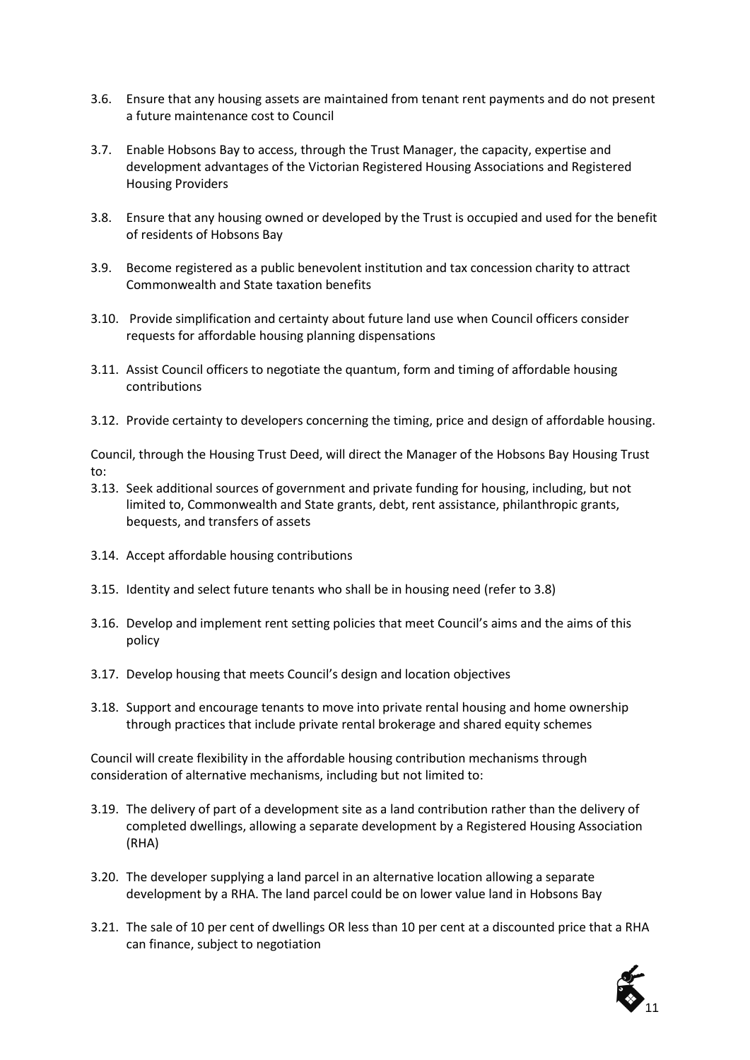3.6. Ensure that any housing assets are maintained from tenant rent payments and do not present a future maintenance cost to Council

3.7. Enable Hobsons Bay to access, through the Trust Manager, the capacity, expertise and development advantages of the Victorian Registered Housing Associations and Registered Housing Providers

3.8. Ensure that any housing owned or developed by the Trust is occupied and used for the benefit of residents of Hobsons Bay

3.9. Become registered as a public benevolent institution and tax concession charity to attract Commonwealth and State taxation benefits

3.10. Provide simplification and certainty about future land use when Council officers consider requests for affordable housing planning dispensations

3.11. Assist Council officers to negotiate the quantum, form and timing of affordable housing contributions

3.12. Provide certainty to developers concerning the timing, price and design of affordable housing.

Council, through the Housing Trust Deed, will direct the Manager of the Hobsons Bay Housing Trust to:

3.13. Seek additional sources of government and private funding for housing, including, but not limited to, Commonwealth and State grants, debt, rent assistance, philanthropic grants, bequests, and transfers of assets

3.14. Accept affordable housing contributions

3.15. Identity and select future tenants who shall be in housing need (refer to 3.8)

3.16. Develop and implement rent setting policies that meet Council's aims and the aims of this policy

3.17. Develop housing that meets Council's design and location objectives

3.18. Support and encourage tenants to move into private rental housing and home ownership through practices that include private rental brokerage and shared equity schemes

Council will create flexibility in the affordable housing contribution mechanisms through consideration of alternative mechanisms, including but not limited to:

3.19. The delivery of part of a development site as a land contribution rather than the delivery of completed dwellings, allowing a separate development by a Registered Housing Association (RHA)

3.20. The developer supplying a land parcel in an alternative location allowing a separate development by a RHA. The land parcel could be on lower value land in Hobsons Bay

3.21. The sale of 10 per cent of dwellings OR less than 10 per cent at a discounted price that a RHA can finance, subject to negotiation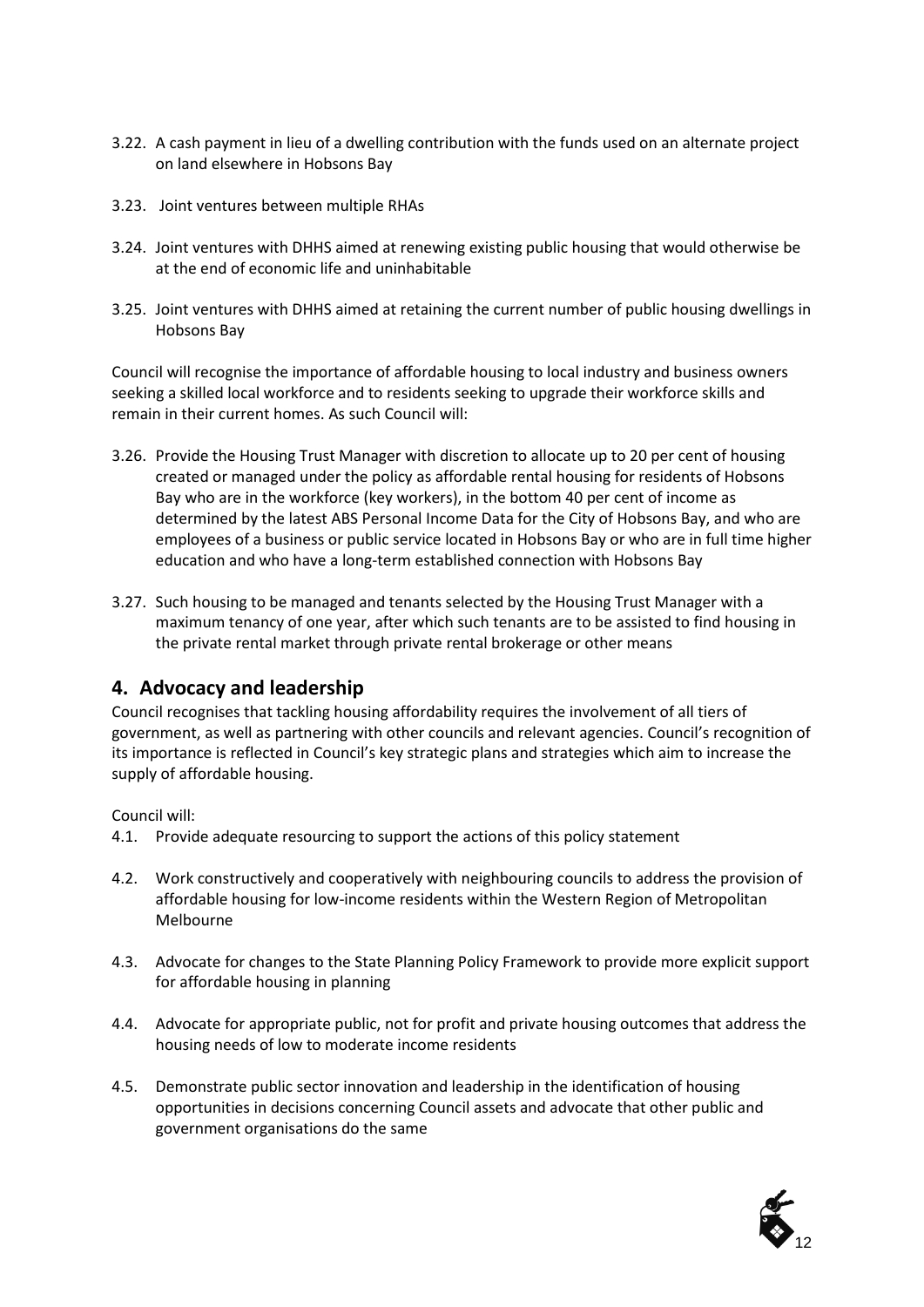3.22. A cash payment in lieu of a dwelling contribution with the funds used on an alternate project on land elsewhere in Hobsons Bay

3.23. Joint ventures between multiple RHAs

3.24. Joint ventures with DHHS aimed at renewing existing public housing that would otherwise be at the end of economic life and uninhabitable

3.25. Joint ventures with DHHS aimed at retaining the current number of public housing dwellings in Hobsons Bay

Council will recognise the importance of affordable housing to local industry and business owners seeking a skilled local workforce and to residents seeking to upgrade their workforce skills and remain in their current homes. As such Council will:

3.26. Provide the Housing Trust Manager with discretion to allocate up to 20 per cent of housing created or managed under the policy as affordable rental housing for residents of Hobsons Bay who are in the workforce (key workers), in the bottom 40 per cent of income as determined by the latest ABS Personal Income Data for the City of Hobsons Bay, and who are employees of a business or public service located in Hobsons Bay or who are in full time higher education and who have a long-term established connection with Hobsons Bay

3.27. Such housing to be managed and tenants selected by the Housing Trust Manager with a maximum tenancy of one year, after which such tenants are to be assisted to find housing in the private rental market through private rental brokerage or other means

## 4. Advocacy and leadership

Council recognises that tackling housing affordability requires the involvement of all tiers of government, as well as partnering with other councils and relevant agencies. Council's recognition of its importance is reflected in Council's key strategic plans and strategies which aim to increase the supply of affordable housing.

Council will:

4.1. Provide adequate resourcing to support the actions of this policy statement

4.2. Work constructively and cooperatively with neighbouring councils to address the provision of affordable housing for low-income residents within the Western Region of Metropolitan Melbourne

4.3. Advocate for changes to the State Planning Policy Framework to provide more explicit support for affordable housing in planning

4.4. Advocate for appropriate public, not for profit and private housing outcomes that address the housing needs of low to moderate income residents

4.5. Demonstrate public sector innovation and leadership in the identification of housing opportunities in decisions concerning Council assets and advocate that other public and government organisations do the same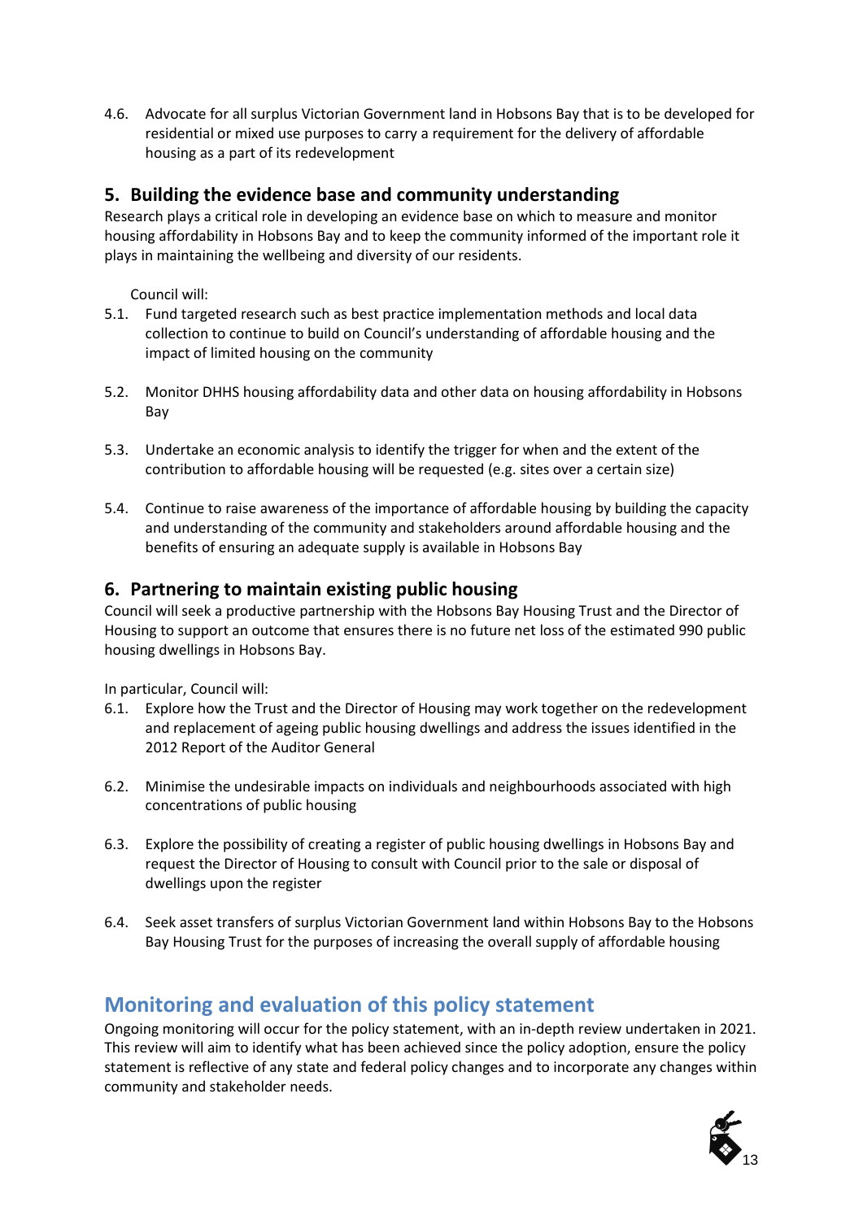4.6. Advocate for all surplus Victorian Government land in Hobsons Bay that is to be developed for residential or mixed use purposes to carry a requirement for the delivery of affordable housing as a part of its redevelopment

## 5. Building the evidence base and community understanding

Research plays a critical role in developing an evidence base on which to measure and monitor housing affordability in Hobsons Bay and to keep the community informed of the important role it plays in maintaining the wellbeing and diversity of our residents.

Council will:

5.1. Fund targeted research such as best practice implementation methods and local data collection to continue to build on Council's understanding of affordable housing and the impact of limited housing on the community

5.2. Monitor DHHS housing affordability data and other data on housing affordability in Hobsons Bay

5.3. Undertake an economic analysis to identify the trigger for when and the extent of the contribution to affordable housing will be requested (e.g. sites over a certain size)

5.4. Continue to raise awareness of the importance of affordable housing by building the capacity and understanding of the community and stakeholders around affordable housing and the benefits of ensuring an adequate supply is available in Hobsons Bay

## 6. Partnering to maintain existing public housing

Council will seek a productive partnership with the Hobsons Bay Housing Trust and the Director of Housing to support an outcome that ensures there is no future net loss of the estimated 990 public housing dwellings in Hobsons Bay.

In particular, Council will:

6.1. Explore how the Trust and the Director of Housing may work together on the redevelopment and replacement of ageing public housing dwellings and address the issues identified in the 2012 Report of the Auditor General

6.2. Minimise the undesirable impacts on individuals and neighbourhoods associated with high concentrations of public housing

6.3. Explore the possibility of creating a register of public housing dwellings in Hobsons Bay and request the Director of Housing to consult with Council prior to the sale or disposal of dwellings upon the register

6.4. Seek asset transfers of surplus Victorian Government land within Hobsons Bay to the Hobsons Bay Housing Trust for the purposes of increasing the overall supply of affordable housing

# Monitoring and evaluation of this policy statement

Ongoing monitoring will occur for the policy statement, with an in-depth review undertaken in 2021. This review will aim to identify what has been achieved since the policy adoption, ensure the policy statement is reflective of any state and federal policy changes and to incorporate any changes within community and stakeholder needs.